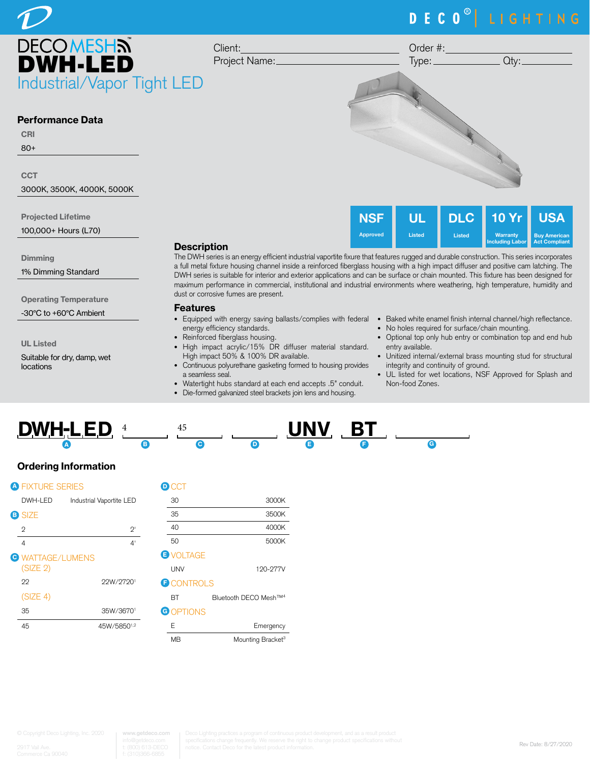DECO® | LIGHTING

# DECO MESH™ DWH-LED

## Industrial/Vapor Tight LED

Client: ____________________ Order #: ____________________

Project Name: ____________________ Type: ____________ Qty: ____________

## Performance Data

**CRI**
80+

**CCT**
3000K, 3500K, 4000K, 5000K

**Projected Lifetime**
100,000+ Hours (L70)

**Dimming**
1% Dimming Standard

**Operating Temperature**
-30°C to +60°C Ambient

**UL Listed**
Suitable for dry, damp, wet locations

**NSF** Approved | **UL** Listed | **DLC** Listed | **10 Yr** Warranty Including Labor | **USA** Buy American Act Compliant

## Description

The DWH series is an energy efficient industrial vaportite fixture that features rugged and durable construction. This series incorporates a full metal fixture housing channel inside a reinforced fiberglass housing with a high impact diffuser and positive cam latching. The DWH series is suitable for interior and exterior applications and can be surface or chain mounted. This fixture has been designed for maximum performance in commercial, institutional and industrial environments where weathering, high temperature, humidity and dust or corrosive fumes are present.

## Features

- Equipped with energy saving ballasts/complies with federal energy efficiency standards.
- Reinforced fiberglass housing.
- High impact acrylic/15% DR diffuser material standard. High impact 50% & 100% DR available.
- Continuous polyurethane gasketing formed to housing provides a seamless seal.
- Watertight hubs standard at each end accepts .5" conduit.
- Die-formed galvanized steel brackets join lens and housing.
- Baked white enamel finish internal channel/high reflectance.
- No holes required for surface/chain mounting.
- Optional top only hub entry or combination top and end hub entry available.
- Unitized internal/external brass mounting stud for structural integrity and continuity of ground.
- UL listed for wet locations, NSF Approved for Splash and Non-food Zones.

**DWH-LED** (A) — 4 (B) — 45 (C) — ____ (D) — **UNV** (E) — **BT** (F) — ____ (G)

## Ordering Information

**A FIXTURE SERIES**

| | |
|---|---|
| DWH-LED | Industrial Vaportite LED |

**B SIZE**

| | |
|---|---|
| 2 | 2' |
| 4 | 4' |

**C WATTAGE/LUMENS**

(SIZE 2)

| | |
|---|---|
| 22 | 22W/2720[1] |

(SIZE 4)

| | |
|---|---|
| 35 | 35W/3670[1] |
| 45 | 45W/5850[1,2] |

**D CCT**

| | |
|---|---|
| 30 | 3000K |
| 35 | 3500K |
| 40 | 4000K |
| 50 | 5000K |

**E VOLTAGE**

| | |
|---|---|
| UNV | 120-277V |

**F CONTROLS**

| | |
|---|---|
| BT | Bluetooth DECO Mesh™[4] |

**G OPTIONS**

| | |
|---|---|
| E | Emergency |
| MB | Mounting Bracket[3] |

© Copyright Deco Lighting, Inc. 2020 — 2917 Vail Ave. Commerce Ca 90040 — www.getdeco.com — info@getdeco.com — t: (800) 613-DECO — f: (310)366-6855

Deco Lighting practices a program of continuous product development, and as a result product specifications change frequently. We reserve the right to change product specifications without notice. Contact Deco for the latest product information.

Rev Date: 8/27/2020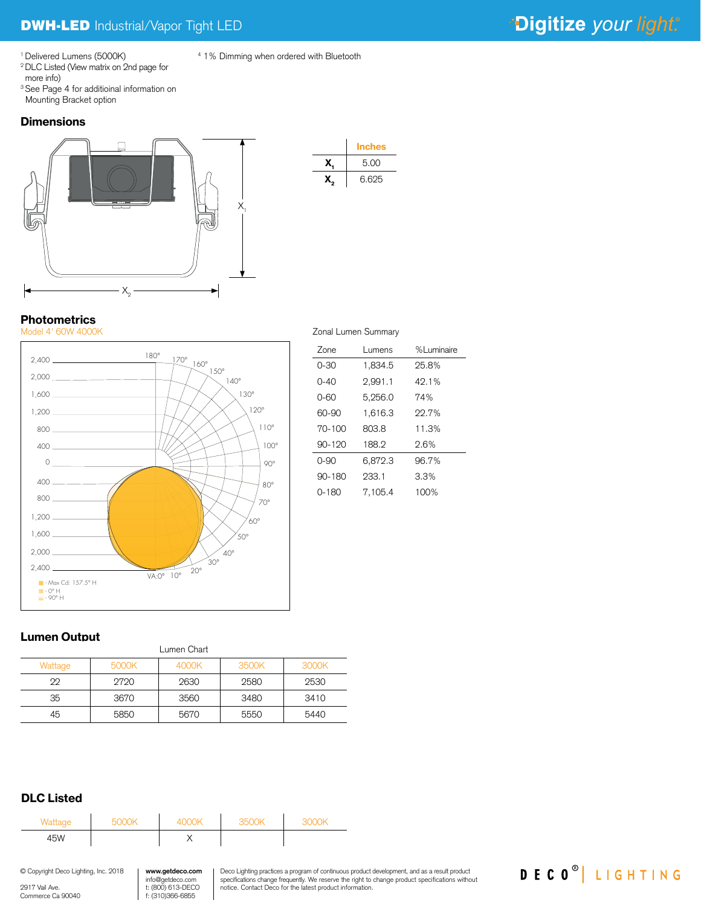[1] Delivered Lumens (5000K)
[2] DLC Listed (View matrix on 2nd page for more info)
[3] See Page 4 for additioinal information on Mounting Bracket option
[4] 1% Dimming when ordered with Bluetooth

## Dimensions

| | Inches |
|---|---|
| $X_1$ | 5.00 |
| $X_2$ | 6.625 |

## Photometrics

Model 4' 60W 4000K

- Max Cd: 157.5° H
- 0° H
- 90° H

Zonal Lumen Summary

| Zone | Lumens | %Luminaire |
|---|---|---|
| 0-30 | 1,834.5 | 25.8% |
| 0-40 | 2,991.1 | 42.1% |
| 0-60 | 5,256.0 | 74% |
| 60-90 | 1,616.3 | 22.7% |
| 70-100 | 803.8 | 11.3% |
| 90-120 | 188.2 | 2.6% |
| 0-90 | 6,872.3 | 96.7% |
| 90-180 | 233.1 | 3.3% |
| 0-180 | 7,105.4 | 100% |

## Lumen Output

Lumen Chart

| Wattage | 5000K | 4000K | 3500K | 3000K |
|---|---|---|---|---|
| 22 | 2720 | 2630 | 2580 | 2530 |
| 35 | 3670 | 3560 | 3480 | 3410 |
| 45 | 5850 | 5670 | 5550 | 5440 |

## DLC Listed

| Wattage | 5000K | 4000K | 3500K | 3000K |
|---|---|---|---|---|
| 45W | | X | | |

© Copyright Deco Lighting, Inc. 2018
2917 Vail Ave.
Commerce Ca 90040

**www.getdeco.com**
info@getdeco.com
t: (800) 613-DECO
f: (310)366-6855

Deco Lighting practices a program of continuous product development, and as a result product specifications change frequently. We reserve the right to change product specifications without notice. Contact Deco for the latest product information.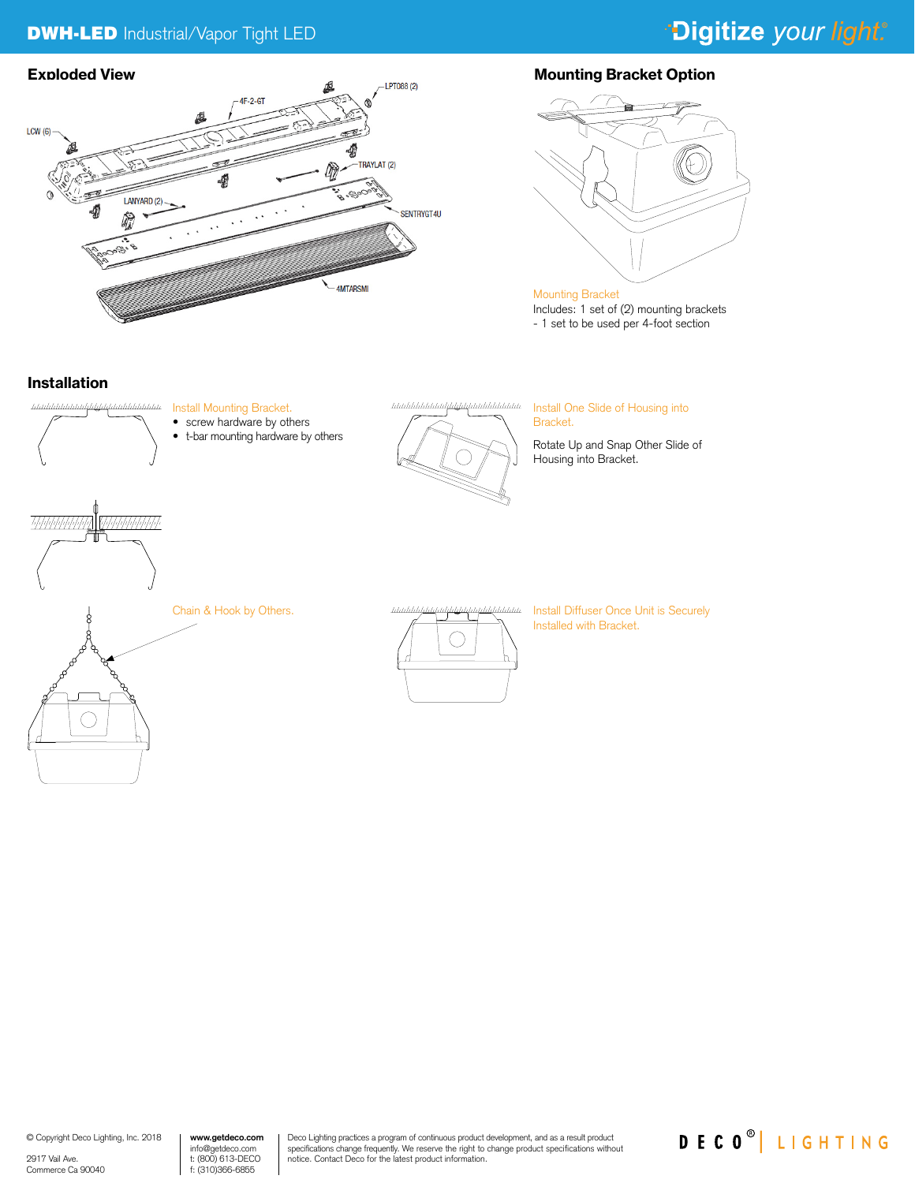## Exploded View

LPT088 (2)
4F-2-6T
LCW (6)
TRAYLAT (2)
LANYARD (2)
SENTRYGT4U
4MTARSMI

## Mounting Bracket Option

Mounting Bracket
Includes: 1 set of (2) mounting brackets
- 1 set to be used per 4-foot section

## Installation

Install Mounting Bracket.

- screw hardware by others
- t-bar mounting hardware by others

Install One Slide of Housing into Bracket.

Rotate Up and Snap Other Slide of Housing into Bracket.

Chain & Hook by Others.

Install Diffuser Once Unit is Securely Installed with Bracket.

© Copyright Deco Lighting, Inc. 2018

2917 Vail Ave.
Commerce Ca 90040

**www.getdeco.com**
info@getdeco.com
t: (800) 613-DECO
f: (310)366-6855

Deco Lighting practices a program of continuous product development, and as a result product specifications change frequently. We reserve the right to change product specifications without notice. Contact Deco for the latest product information.